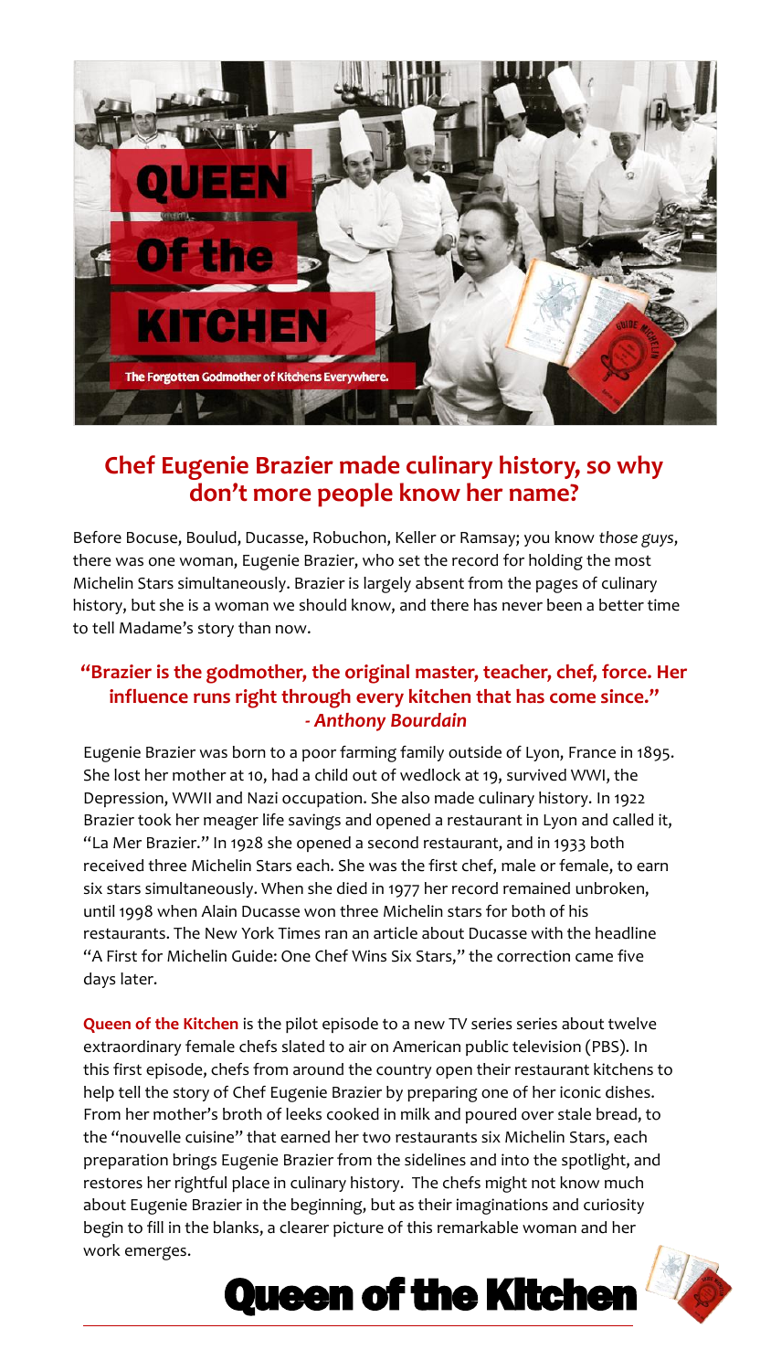# QUEEN Of the KITCHEN

The Forgotten Godmother of Kitchens Everywhere.

## Chef Eugenie Brazier made culinary history, so why don't more people know her name?

Before Bocuse, Boulud, Ducasse, Robuchon, Keller or Ramsay; you know *those guys*, there was one woman, Eugenie Brazier, who set the record for holding the most Michelin Stars simultaneously. Brazier is largely absent from the pages of culinary history, but she is a woman we should know, and there has never been a better time to tell Madame's story than now.

### "Brazier is the godmother, the original master, teacher, chef, force. Her influence runs right through every kitchen that has come since." *- Anthony Bourdain*

Eugenie Brazier was born to a poor farming family outside of Lyon, France in 1895. She lost her mother at 10, had a child out of wedlock at 19, survived WWI, the Depression, WWII and Nazi occupation. She also made culinary history. In 1922 Brazier took her meager life savings and opened a restaurant in Lyon and called it, "La Mer Brazier." In 1928 she opened a second restaurant, and in 1933 both received three Michelin Stars each. She was the first chef, male or female, to earn six stars simultaneously. When she died in 1977 her record remained unbroken, until 1998 when Alain Ducasse won three Michelin stars for both of his restaurants. The New York Times ran an article about Ducasse with the headline "A First for Michelin Guide: One Chef Wins Six Stars," the correction came five days later.

**Queen of the Kitchen** is the pilot episode to a new TV series series about twelve extraordinary female chefs slated to air on American public television (PBS). In this first episode, chefs from around the country open their restaurant kitchens to help tell the story of Chef Eugenie Brazier by preparing one of her iconic dishes. From her mother's broth of leeks cooked in milk and poured over stale bread, to the "nouvelle cuisine" that earned her two restaurants six Michelin Stars, each preparation brings Eugenie Brazier from the sidelines and into the spotlight, and restores her rightful place in culinary history. The chefs might not know much about Eugenie Brazier in the beginning, but as their imaginations and curiosity begin to fill in the blanks, a clearer picture of this remarkable woman and her work emerges.

**Queen of the Kitchen**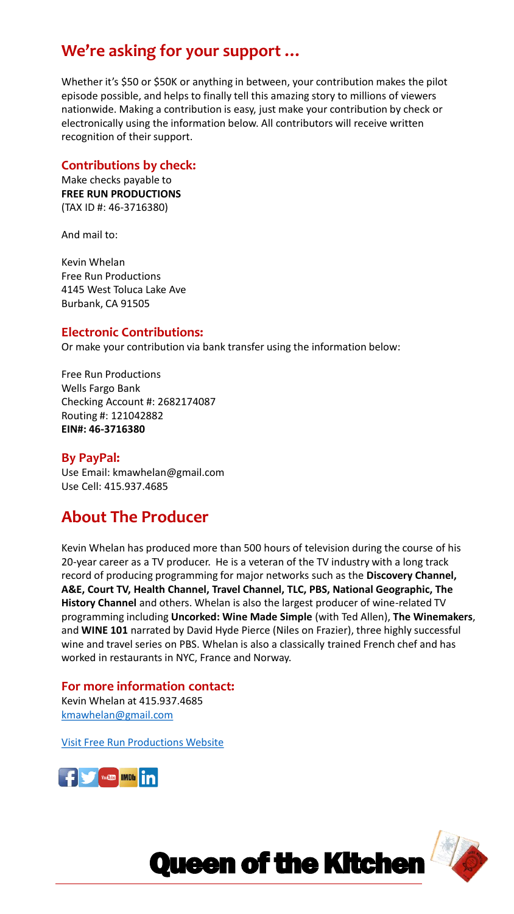## We're asking for your support …

Whether it's $50 or $50K or anything in between, your contribution makes the pilot episode possible, and helps to finally tell this amazing story to millions of viewers nationwide. Making a contribution is easy, just make your contribution by check or electronically using the information below. All contributors will receive written recognition of their support.

### Contributions by check:

Make checks payable to
**FREE RUN PRODUCTIONS**
(TAX ID #: 46-3716380)

And mail to:

Kevin Whelan
Free Run Productions
4145 West Toluca Lake Ave
Burbank, CA 91505

### Electronic Contributions:

Or make your contribution via bank transfer using the information below:

Free Run Productions
Wells Fargo Bank
Checking Account #: 2682174087
Routing #: 121042882
**EIN#: 46-3716380**

### By PayPal:

Use Email: kmawhelan@gmail.com
Use Cell: 415.937.4685

## About The Producer

Kevin Whelan has produced more than 500 hours of television during the course of his 20-year career as a TV producer. He is a veteran of the TV industry with a long track record of producing programming for major networks such as the **Discovery Channel, A&E, Court TV, Health Channel, Travel Channel, TLC, PBS, National Geographic, The History Channel** and others. Whelan is also the largest producer of wine-related TV programming including **Uncorked: Wine Made Simple** (with Ted Allen), **The Winemakers**, and **WINE 101** narrated by David Hyde Pierce (Niles on Frazier), three highly successful wine and travel series on PBS. Whelan is also a classically trained French chef and has worked in restaurants in NYC, France and Norway.

### For more information contact:

Kevin Whelan at 415.937.4685
kmawhelan@gmail.com

Visit Free Run Productions Website

# Queen of the Kitchen